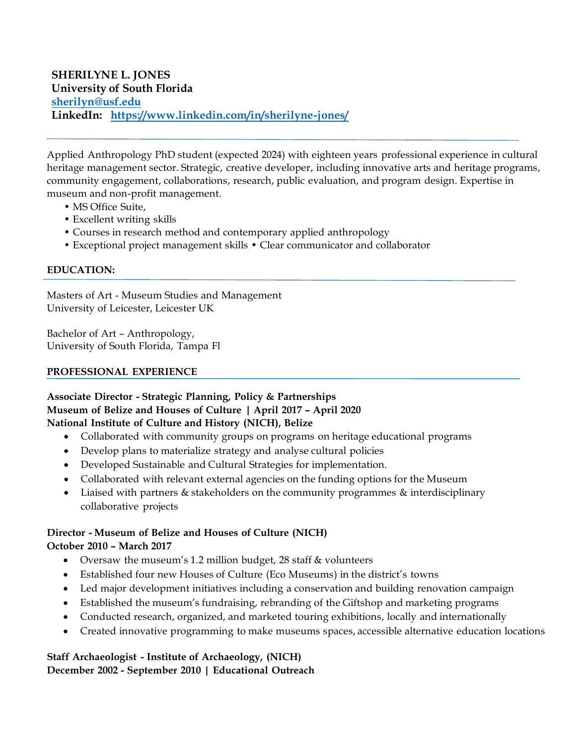**SHERILYNE L. JONES**
**University of South Florida**
**[sherilyn@usf.edu](mailto:sherilyn@usf.edu)**
**LinkedIn: [https://www.linkedin.com/in/sherilyne-jones/](https://www.linkedin.com/in/sherilyne-jones/)**

---

Applied Anthropology PhD student (expected 2024) with eighteen years professional experience in cultural heritage management sector. Strategic, creative developer, including innovative arts and heritage programs, community engagement, collaborations, research, public evaluation, and program design. Expertise in museum and non-profit management.

- MS Office Suite,
- Excellent writing skills
- Courses in research method and contemporary applied anthropology
- Exceptional project management skills • Clear communicator and collaborator

## EDUCATION:

Masters of Art - Museum Studies and Management
University of Leicester, Leicester UK

Bachelor of Art – Anthropology,
University of South Florida, Tampa Fl

## PROFESSIONAL EXPERIENCE

**Associate Director - Strategic Planning, Policy & Partnerships**
**Museum of Belize and Houses of Culture | April 2017 – April 2020**
**National Institute of Culture and History (NICH), Belize**

- Collaborated with community groups on programs on heritage educational programs
- Develop plans to materialize strategy and analyse cultural policies
- Developed Sustainable and Cultural Strategies for implementation.
- Collaborated with relevant external agencies on the funding options for the Museum
- Liaised with partners & stakeholders on the community programmes & interdisciplinary collaborative projects

**Director - Museum of Belize and Houses of Culture (NICH)**
**October 2010 – March 2017**

- Oversaw the museum's 1.2 million budget, 28 staff & volunteers
- Established four new Houses of Culture (Eco Museums) in the district's towns
- Led major development initiatives including a conservation and building renovation campaign
- Established the museum's fundraising, rebranding of the Giftshop and marketing programs
- Conducted research, organized, and marketed touring exhibitions, locally and internationally
- Created innovative programming to make museums spaces, accessible alternative education locations

**Staff Archaeologist - Institute of Archaeology, (NICH)**
**December 2002 - September 2010 | Educational Outreach**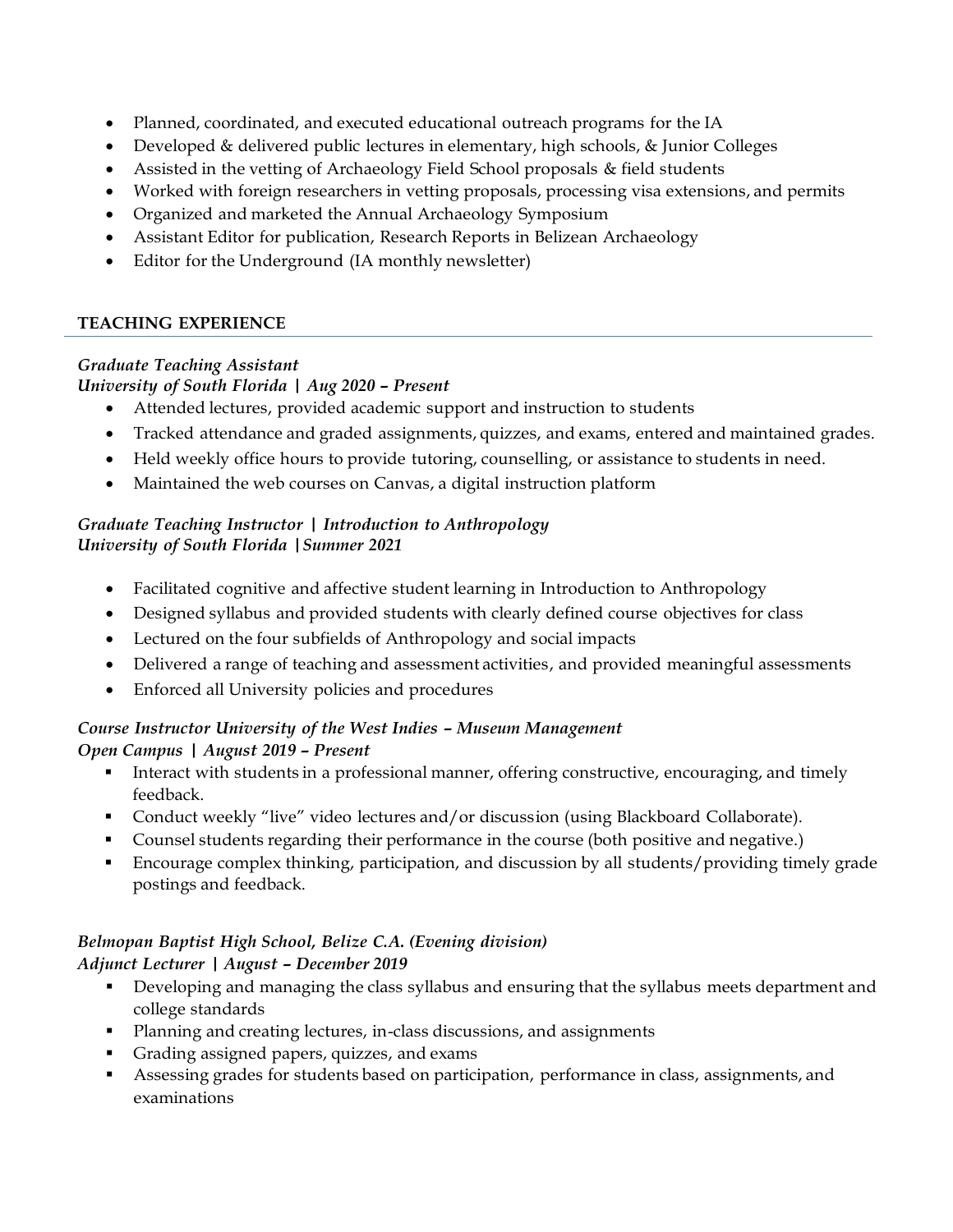- Planned, coordinated, and executed educational outreach programs for the IA
- Developed & delivered public lectures in elementary, high schools, & Junior Colleges
- Assisted in the vetting of Archaeology Field School proposals & field students
- Worked with foreign researchers in vetting proposals, processing visa extensions, and permits
- Organized and marketed the Annual Archaeology Symposium
- Assistant Editor for publication, Research Reports in Belizean Archaeology
- Editor for the Underground (IA monthly newsletter)

## TEACHING EXPERIENCE

***Graduate Teaching Assistant***
***University of South Florida | Aug 2020 – Present***

- Attended lectures, provided academic support and instruction to students
- Tracked attendance and graded assignments, quizzes, and exams, entered and maintained grades.
- Held weekly office hours to provide tutoring, counselling, or assistance to students in need.
- Maintained the web courses on Canvas, a digital instruction platform

***Graduate Teaching Instructor | Introduction to Anthropology***
***University of South Florida |Summer 2021***

- Facilitated cognitive and affective student learning in Introduction to Anthropology
- Designed syllabus and provided students with clearly defined course objectives for class
- Lectured on the four subfields of Anthropology and social impacts
- Delivered a range of teaching and assessment activities, and provided meaningful assessments
- Enforced all University policies and procedures

***Course Instructor University of the West Indies – Museum Management***
***Open Campus | August 2019 – Present***

- Interact with students in a professional manner, offering constructive, encouraging, and timely feedback.
- Conduct weekly "live" video lectures and/or discussion (using Blackboard Collaborate).
- Counsel students regarding their performance in the course (both positive and negative.)
- Encourage complex thinking, participation, and discussion by all students/providing timely grade postings and feedback.

***Belmopan Baptist High School, Belize C.A. (Evening division)***
***Adjunct Lecturer | August – December 2019***

- Developing and managing the class syllabus and ensuring that the syllabus meets department and college standards
- Planning and creating lectures, in-class discussions, and assignments
- Grading assigned papers, quizzes, and exams
- Assessing grades for students based on participation, performance in class, assignments, and examinations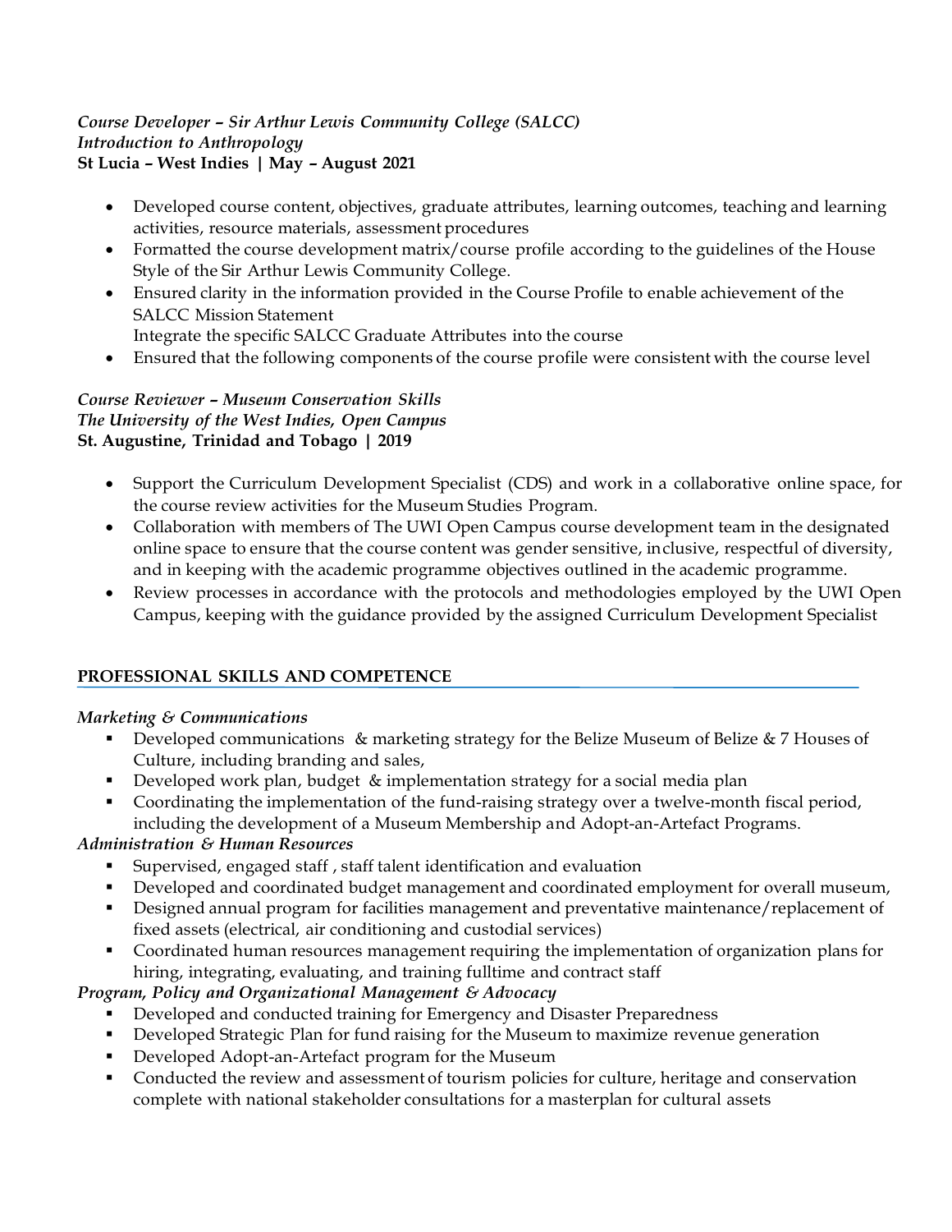*Course Developer – Sir Arthur Lewis Community College (SALCC)*
*Introduction to Anthropology*
**St Lucia – West Indies | May – August 2021**

- Developed course content, objectives, graduate attributes, learning outcomes, teaching and learning activities, resource materials, assessment procedures
- Formatted the course development matrix/course profile according to the guidelines of the House Style of the Sir Arthur Lewis Community College.
- Ensured clarity in the information provided in the Course Profile to enable achievement of the SALCC Mission Statement
  Integrate the specific SALCC Graduate Attributes into the course
- Ensured that the following components of the course profile were consistent with the course level

*Course Reviewer – Museum Conservation Skills*
*The University of the West Indies, Open Campus*
**St. Augustine, Trinidad and Tobago | 2019**

- Support the Curriculum Development Specialist (CDS) and work in a collaborative online space, for the course review activities for the Museum Studies Program.
- Collaboration with members of The UWI Open Campus course development team in the designated online space to ensure that the course content was gender sensitive, inclusive, respectful of diversity, and in keeping with the academic programme objectives outlined in the academic programme.
- Review processes in accordance with the protocols and methodologies employed by the UWI Open Campus, keeping with the guidance provided by the assigned Curriculum Development Specialist

## PROFESSIONAL SKILLS AND COMPETENCE

*Marketing & Communications*

- Developed communications & marketing strategy for the Belize Museum of Belize & 7 Houses of Culture, including branding and sales,
- Developed work plan, budget & implementation strategy for a social media plan
- Coordinating the implementation of the fund-raising strategy over a twelve-month fiscal period, including the development of a Museum Membership and Adopt-an-Artefact Programs.

*Administration & Human Resources*

- Supervised, engaged staff , staff talent identification and evaluation
- Developed and coordinated budget management and coordinated employment for overall museum,
- Designed annual program for facilities management and preventative maintenance/replacement of fixed assets (electrical, air conditioning and custodial services)
- Coordinated human resources management requiring the implementation of organization plans for hiring, integrating, evaluating, and training fulltime and contract staff

*Program, Policy and Organizational Management & Advocacy*

- Developed and conducted training for Emergency and Disaster Preparedness
- Developed Strategic Plan for fund raising for the Museum to maximize revenue generation
- Developed Adopt-an-Artefact program for the Museum
- Conducted the review and assessment of tourism policies for culture, heritage and conservation complete with national stakeholder consultations for a masterplan for cultural assets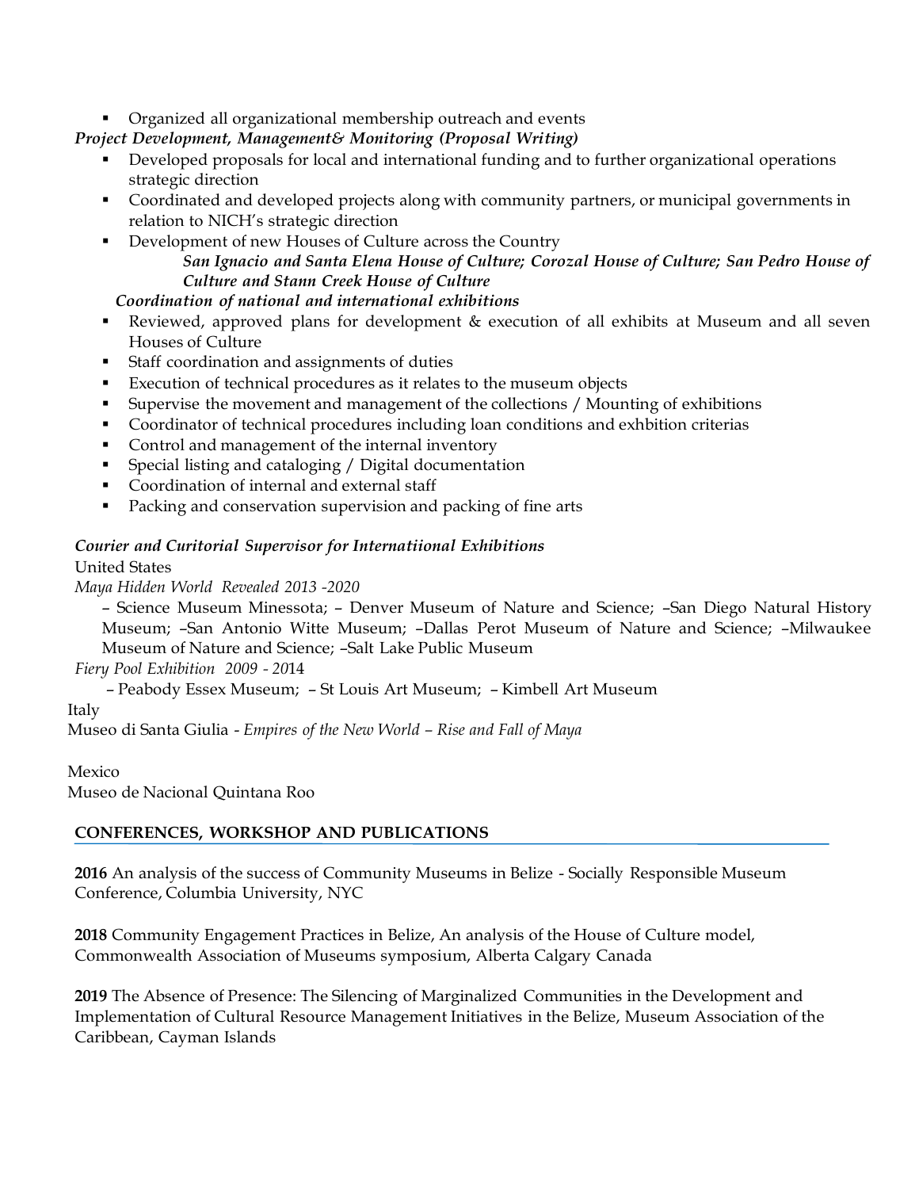- Organized all organizational membership outreach and events

*Project Development, Management& Monitoring (Proposal Writing)*

- Developed proposals for local and international funding and to further organizational operations strategic direction
- Coordinated and developed projects along with community partners, or municipal governments in relation to NICH's strategic direction
- Development of new Houses of Culture across the Country
  ***San Ignacio and Santa Elena House of Culture; Corozal House of Culture; San Pedro House of Culture and Stann Creek House of Culture***

*Coordination of national and international exhibitions*

- Reviewed, approved plans for development & execution of all exhibits at Museum and all seven Houses of Culture
- Staff coordination and assignments of duties
- Execution of technical procedures as it relates to the museum objects
- Supervise the movement and management of the collections / Mounting of exhibitions
- Coordinator of technical procedures including loan conditions and exhbition criterias
- Control and management of the internal inventory
- Special listing and cataloging / Digital documentation
- Coordination of internal and external staff
- Packing and conservation supervision and packing of fine arts

***Courier and Curitorial Supervisor for Internatiional Exhibitions***

United States

*Maya Hidden World Revealed 2013 -2020*

– Science Museum Minessota; – Denver Museum of Nature and Science; –San Diego Natural History Museum; –San Antonio Witte Museum; –Dallas Perot Museum of Nature and Science; –Milwaukee Museum of Nature and Science; –Salt Lake Public Museum

*Fiery Pool Exhibition 2009 - 20*14

– Peabody Essex Museum; – St Louis Art Museum; – Kimbell Art Museum

Italy

Museo di Santa Giulia - *Empires of the New World – Rise and Fall of Maya*

Mexico

Museo de Nacional Quintana Roo

## CONFERENCES, WORKSHOP AND PUBLICATIONS

**2016** An analysis of the success of Community Museums in Belize - Socially Responsible Museum Conference, Columbia University, NYC

**2018** Community Engagement Practices in Belize, An analysis of the House of Culture model, Commonwealth Association of Museums symposium, Alberta Calgary Canada

**2019** The Absence of Presence: The Silencing of Marginalized Communities in the Development and Implementation of Cultural Resource Management Initiatives in the Belize, Museum Association of the Caribbean, Cayman Islands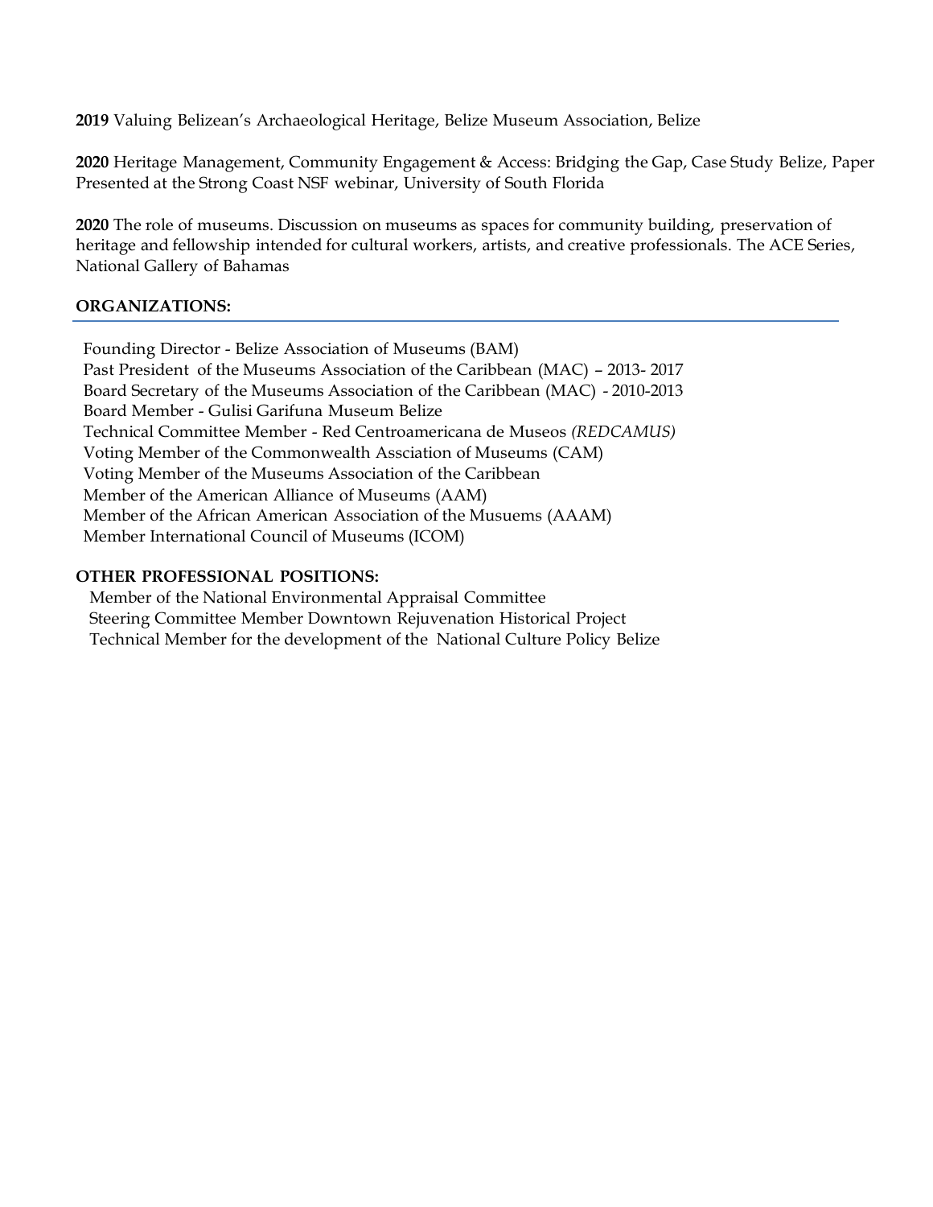**2019** Valuing Belizean's Archaeological Heritage, Belize Museum Association, Belize

**2020** Heritage Management, Community Engagement & Access: Bridging the Gap, Case Study Belize, Paper Presented at the Strong Coast NSF webinar, University of South Florida

**2020** The role of museums. Discussion on museums as spaces for community building, preservation of heritage and fellowship intended for cultural workers, artists, and creative professionals. The ACE Series, National Gallery of Bahamas

**ORGANIZATIONS:**

Founding Director - Belize Association of Museums (BAM)
Past President of the Museums Association of the Caribbean (MAC) – 2013- 2017
Board Secretary of the Museums Association of the Caribbean (MAC) - 2010-2013
Board Member - Gulisi Garifuna Museum Belize
Technical Committee Member - Red Centroamericana de Museos *(REDCAMUS)*
Voting Member of the Commonwealth Assciation of Museums (CAM)
Voting Member of the Museums Association of the Caribbean
Member of the American Alliance of Museums (AAM)
Member of the African American Association of the Musuems (AAAM)
Member International Council of Museums (ICOM)

**OTHER PROFESSIONAL POSITIONS:**

Member of the National Environmental Appraisal Committee
Steering Committee Member Downtown Rejuvenation Historical Project
Technical Member for the development of the National Culture Policy Belize